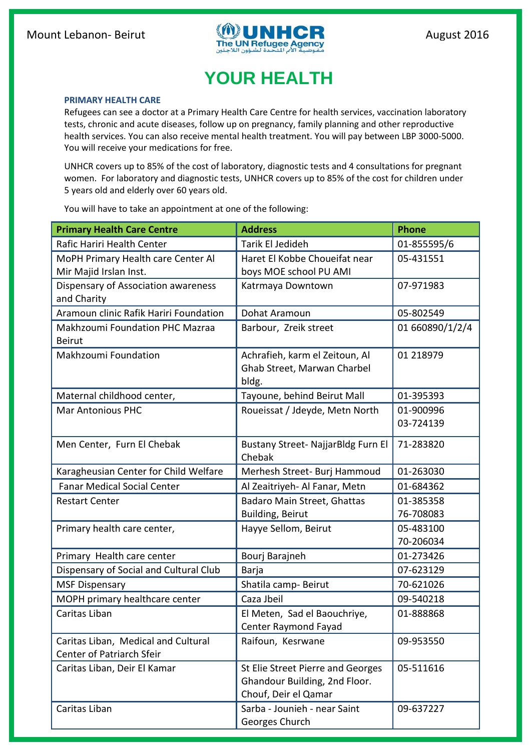Mount Lebanon- Beirut

August 2016

# YOUR HEALTH

### PRIMARY HEALTH CARE

Refugees can see a doctor at a Primary Health Care Centre for health services, vaccination laboratory tests, chronic and acute diseases, follow up on pregnancy, family planning and other reproductive health services. You can also receive mental health treatment. You will pay between LBP 3000-5000. You will receive your medications for free.

UNHCR covers up to 85% of the cost of laboratory, diagnostic tests and 4 consultations for pregnant women. For laboratory and diagnostic tests, UNHCR covers up to 85% of the cost for children under 5 years old and elderly over 60 years old.

You will have to take an appointment at one of the following:

| Primary Health Care Centre | Address | Phone |
|---|---|---|
| Rafic Hariri Health Center | Tarik El Jedideh | 01-855595/6 |
| MoPH Primary Health care Center Al Mir Majid Irslan Inst. | Haret El Kobbe Choueifat near boys MOE school PU AMI | 05-431551 |
| Dispensary of Association awareness and Charity | Katrmaya Downtown | 07-971983 |
| Aramoun clinic Rafik Hariri Foundation | Dohat Aramoun | 05-802549 |
| Makhzoumi Foundation PHC Mazraa Beirut | Barbour, Zreik street | 01 660890/1/2/4 |
| Makhzoumi Foundation | Achrafieh, karm el Zeitoun, Al Ghab Street, Marwan Charbel bldg. | 01 218979 |
| Maternal childhood center, | Tayoune, behind Beirut Mall | 01-395393 |
| Mar Antonious PHC | Roueissat / Jdeyde, Metn North | 01-900996<br>03-724139 |
| Men Center, Furn El Chebak | Bustany Street- NajjarBldg Furn El Chebak | 71-283820 |
| Karagheusian Center for Child Welfare | Merhesh Street- Burj Hammoud | 01-263030 |
| Fanar Medical Social Center | Al Zeaitriyeh- Al Fanar, Metn | 01-684362 |
| Restart Center | Badaro Main Street, Ghattas Building, Beirut | 01-385358<br>76-708083 |
| Primary health care center, | Hayye Sellom, Beirut | 05-483100<br>70-206034 |
| Primary Health care center | Bourj Barajneh | 01-273426 |
| Dispensary of Social and Cultural Club | Barja | 07-623129 |
| MSF Dispensary | Shatila camp- Beirut | 70-621026 |
| MOPH primary healthcare center | Caza Jbeil | 09-540218 |
| Caritas Liban | El Meten, Sad el Baouchriye, Center Raymond Fayad | 01-888868 |
| Caritas Liban, Medical and Cultural Center of Patriarch Sfeir | Raifoun, Kesrwane | 09-953550 |
| Caritas Liban, Deir El Kamar | St Elie Street Pierre and Georges Ghandour Building, 2nd Floor. Chouf, Deir el Qamar | 05-511616 |
| Caritas Liban | Sarba - Jounieh - near Saint Georges Church | 09-637227 |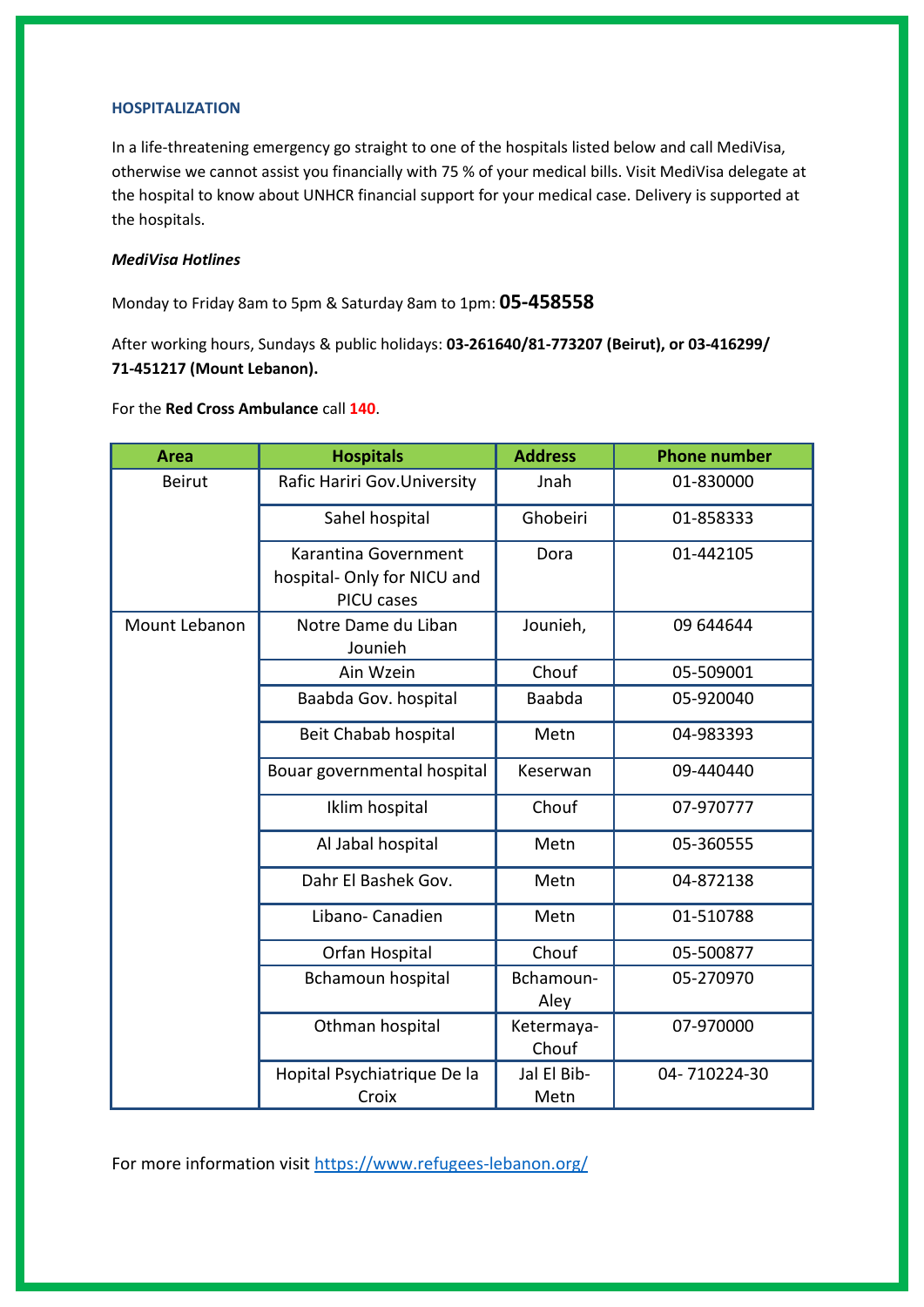## HOSPITALIZATION

In a life-threatening emergency go straight to one of the hospitals listed below and call MediVisa, otherwise we cannot assist you financially with 75 % of your medical bills. Visit MediVisa delegate at the hospital to know about UNHCR financial support for your medical case. Delivery is supported at the hospitals.

***MediVisa Hotlines***

Monday to Friday 8am to 5pm & Saturday 8am to 1pm: **05-458558**

After working hours, Sundays & public holidays: **03-261640/81-773207 (Beirut), or 03-416299/ 71-451217 (Mount Lebanon).**

For the **Red Cross Ambulance** call **140**.

| Area | Hospitals | Address | Phone number |
|---|---|---|---|
| Beirut | Rafic Hariri Gov.University | Jnah | 01-830000 |
| | Sahel hospital | Ghobeiri | 01-858333 |
| | Karantina Government hospital- Only for NICU and PICU cases | Dora | 01-442105 |
| Mount Lebanon | Notre Dame du Liban Jounieh | Jounieh, | 09 644644 |
| | Ain Wzein | Chouf | 05-509001 |
| | Baabda Gov. hospital | Baabda | 05-920040 |
| | Beit Chabab hospital | Metn | 04-983393 |
| | Bouar governmental hospital | Keserwan | 09-440440 |
| | Iklim hospital | Chouf | 07-970777 |
| | Al Jabal hospital | Metn | 05-360555 |
| | Dahr El Bashek Gov. | Metn | 04-872138 |
| | Libano- Canadien | Metn | 01-510788 |
| | Orfan Hospital | Chouf | 05-500877 |
| | Bchamoun hospital | Bchamoun-Aley | 05-270970 |
| | Othman hospital | Ketermaya-Chouf | 07-970000 |
| | Hopital Psychiatrique De la Croix | Jal El Bib-Metn | 04- 710224-30 |

For more information visit https://www.refugees-lebanon.org/